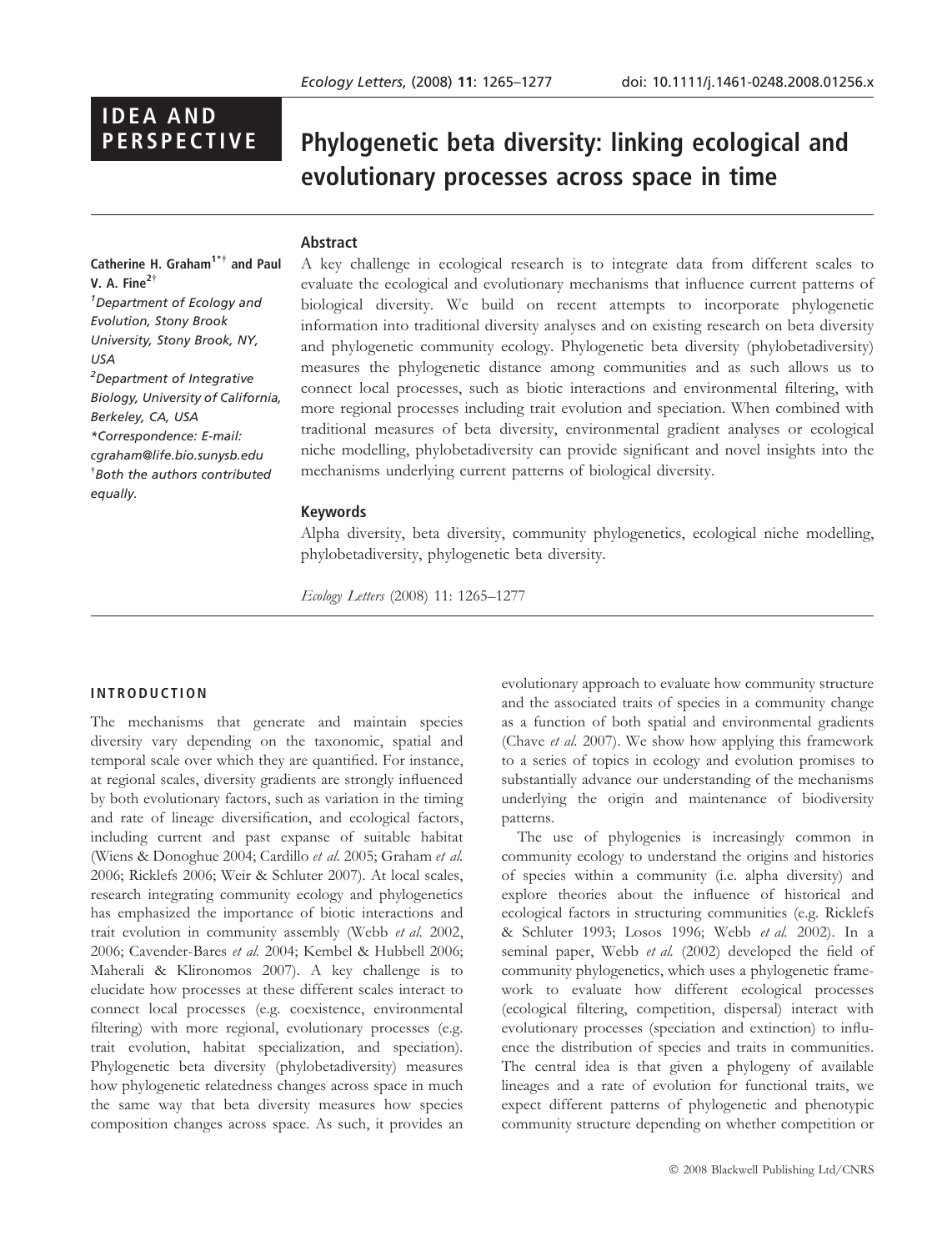IDEA AND PERSPECTIVE

# Phylogenetic beta diversity: linking ecological and evolutionary processes across space in time

**Catherine H. Graham[1*†] and Paul V. A. Fine[2†]**

[1]Department of Ecology and Evolution, Stony Brook University, Stony Brook, NY, USA

[2]Department of Integrative Biology, University of California, Berkeley, CA, USA

*Correspondence: E-mail: cgraham@life.bio.sunysb.edu

†Both the authors contributed equally.

## Abstract

A key challenge in ecological research is to integrate data from different scales to evaluate the ecological and evolutionary mechanisms that influence current patterns of biological diversity. We build on recent attempts to incorporate phylogenetic information into traditional diversity analyses and on existing research on beta diversity and phylogenetic community ecology. Phylogenetic beta diversity (phylobetadiversity) measures the phylogenetic distance among communities and as such allows us to connect local processes, such as biotic interactions and environmental filtering, with more regional processes including trait evolution and speciation. When combined with traditional measures of beta diversity, environmental gradient analyses or ecological niche modelling, phylobetadiversity can provide significant and novel insights into the mechanisms underlying current patterns of biological diversity.

## Keywords

Alpha diversity, beta diversity, community phylogenetics, ecological niche modelling, phylobetadiversity, phylogenetic beta diversity.

*Ecology Letters* (2008) 11: 1265–1277

## INTRODUCTION

The mechanisms that generate and maintain species diversity vary depending on the taxonomic, spatial and temporal scale over which they are quantified. For instance, at regional scales, diversity gradients are strongly influenced by both evolutionary factors, such as variation in the timing and rate of lineage diversification, and ecological factors, including current and past expanse of suitable habitat (Wiens & Donoghue 2004; Cardillo *et al.* 2005; Graham *et al.* 2006; Ricklefs 2006; Weir & Schluter 2007). At local scales, research integrating community ecology and phylogenetics has emphasized the importance of biotic interactions and trait evolution in community assembly (Webb *et al.* 2002, 2006; Cavender-Bares *et al.* 2004; Kembel & Hubbell 2006; Maherali & Klironomos 2007). A key challenge is to elucidate how processes at these different scales interact to connect local processes (e.g. coexistence, environmental filtering) with more regional, evolutionary processes (e.g. trait evolution, habitat specialization, and speciation). Phylogenetic beta diversity (phylobetadiversity) measures how phylogenetic relatedness changes across space in much the same way that beta diversity measures how species composition changes across space. As such, it provides an evolutionary approach to evaluate how community structure and the associated traits of species in a community change as a function of both spatial and environmental gradients (Chave *et al.* 2007). We show how applying this framework to a series of topics in ecology and evolution promises to substantially advance our understanding of the mechanisms underlying the origin and maintenance of biodiversity patterns.

The use of phylogenies is increasingly common in community ecology to understand the origins and histories of species within a community (i.e. alpha diversity) and explore theories about the influence of historical and ecological factors in structuring communities (e.g. Ricklefs & Schluter 1993; Losos 1996; Webb *et al.* 2002). In a seminal paper, Webb *et al.* (2002) developed the field of community phylogenetics, which uses a phylogenetic framework to evaluate how different ecological processes (ecological filtering, competition, dispersal) interact with evolutionary processes (speciation and extinction) to influence the distribution of species and traits in communities. The central idea is that given a phylogeny of available lineages and a rate of evolution for functional traits, we expect different patterns of phylogenetic and phenotypic community structure depending on whether competition or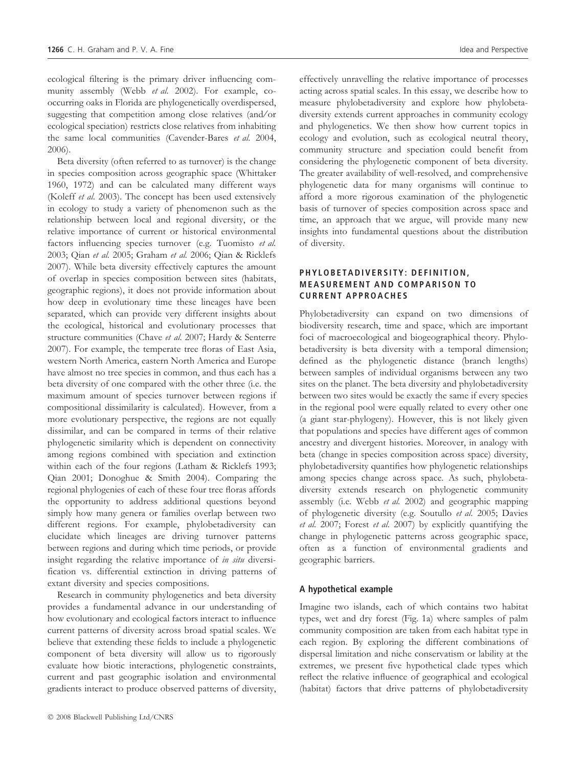ecological filtering is the primary driver influencing community assembly (Webb *et al.* 2002). For example, co-occurring oaks in Florida are phylogenetically overdispersed, suggesting that competition among close relatives (and/or ecological speciation) restricts close relatives from inhabiting the same local communities (Cavender-Bares *et al.* 2004, 2006).

Beta diversity (often referred to as turnover) is the change in species composition across geographic space (Whittaker 1960, 1972) and can be calculated many different ways (Koleff *et al.* 2003). The concept has been used extensively in ecology to study a variety of phenomenon such as the relationship between local and regional diversity, or the relative importance of current or historical environmental factors influencing species turnover (e.g. Tuomisto *et al.* 2003; Qian *et al.* 2005; Graham *et al.* 2006; Qian & Ricklefs 2007). While beta diversity effectively captures the amount of overlap in species composition between sites (habitats, geographic regions), it does not provide information about how deep in evolutionary time these lineages have been separated, which can provide very different insights about the ecological, historical and evolutionary processes that structure communities (Chave *et al.* 2007; Hardy & Senterre 2007). For example, the temperate tree floras of East Asia, western North America, eastern North America and Europe have almost no tree species in common, and thus each has a beta diversity of one compared with the other three (i.e. the maximum amount of species turnover between regions if compositional dissimilarity is calculated). However, from a more evolutionary perspective, the regions are not equally dissimilar, and can be compared in terms of their relative phylogenetic similarity which is dependent on connectivity among regions combined with speciation and extinction within each of the four regions (Latham & Ricklefs 1993; Qian 2001; Donoghue & Smith 2004). Comparing the regional phylogenies of each of these four tree floras affords the opportunity to address additional questions beyond simply how many genera or families overlap between two different regions. For example, phylobetadiversity can elucidate which lineages are driving turnover patterns between regions and during which time periods, or provide insight regarding the relative importance of *in situ* diversification vs. differential extinction in driving patterns of extant diversity and species compositions.

Research in community phylogenetics and beta diversity provides a fundamental advance in our understanding of how evolutionary and ecological factors interact to influence current patterns of diversity across broad spatial scales. We believe that extending these fields to include a phylogenetic component of beta diversity will allow us to rigorously evaluate how biotic interactions, phylogenetic constraints, current and past geographic isolation and environmental gradients interact to produce observed patterns of diversity, effectively unravelling the relative importance of processes acting across spatial scales. In this essay, we describe how to measure phylobetadiversity and explore how phylobetadiversity extends current approaches in community ecology and phylogenetics. We then show how current topics in ecology and evolution, such as ecological neutral theory, community structure and speciation could benefit from considering the phylogenetic component of beta diversity. The greater availability of well-resolved, and comprehensive phylogenetic data for many organisms will continue to afford a more rigorous examination of the phylogenetic basis of turnover of species composition across space and time, an approach that we argue, will provide many new insights into fundamental questions about the distribution of diversity.

## PHYLOBETADIVERSITY: DEFINITION, MEASUREMENT AND COMPARISON TO CURRENT APPROACHES

Phylobetadiversity can expand on two dimensions of biodiversity research, time and space, which are important foci of macroecological and biogeographical theory. Phylobetadiversity is beta diversity with a temporal dimension; defined as the phylogenetic distance (branch lengths) between samples of individual organisms between any two sites on the planet. The beta diversity and phylobetadiversity between two sites would be exactly the same if every species in the regional pool were equally related to every other one (a giant star-phylogeny). However, this is not likely given that populations and species have different ages of common ancestry and divergent histories. Moreover, in analogy with beta (change in species composition across space) diversity, phylobetadiversity quantifies how phylogenetic relationships among species change across space. As such, phylobetadiversity extends research on phylogenetic community assembly (i.e. Webb *et al.* 2002) and geographic mapping of phylogenetic diversity (e.g. Soutullo *et al.* 2005; Davies *et al.* 2007; Forest *et al.* 2007) by explicitly quantifying the change in phylogenetic patterns across geographic space, often as a function of environmental gradients and geographic barriers.

### A hypothetical example

Imagine two islands, each of which contains two habitat types, wet and dry forest (Fig. 1a) where samples of palm community composition are taken from each habitat type in each region. By exploring the different combinations of dispersal limitation and niche conservatism or lability at the extremes, we present five hypothetical clade types which reflect the relative influence of geographical and ecological (habitat) factors that drive patterns of phylobetadiversity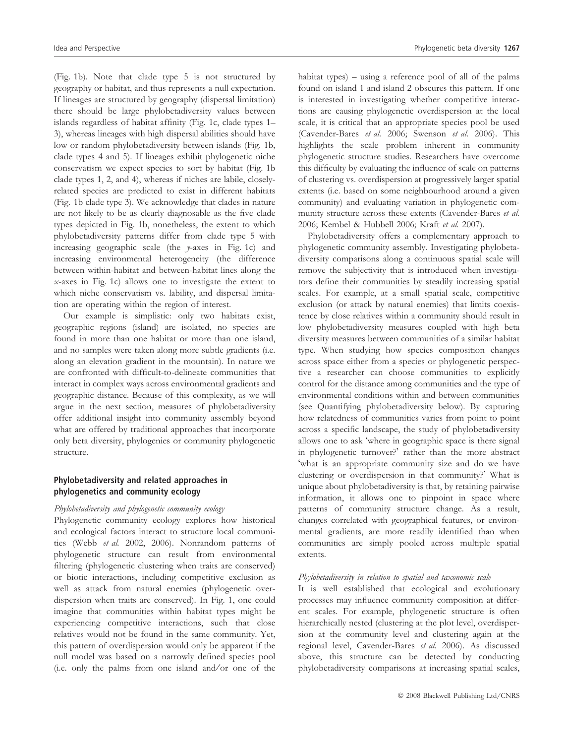(Fig. 1b). Note that clade type 5 is not structured by geography or habitat, and thus represents a null expectation. If lineages are structured by geography (dispersal limitation) there should be large phylobetadiversity values between islands regardless of habitat affinity (Fig. 1c, clade types 1–3), whereas lineages with high dispersal abilities should have low or random phylobetadiversity between islands (Fig. 1b, clade types 4 and 5). If lineages exhibit phylogenetic niche conservatism we expect species to sort by habitat (Fig. 1b clade types 1, 2, and 4), whereas if niches are labile, closely-related species are predicted to exist in different habitats (Fig. 1b clade type 3). We acknowledge that clades in nature are not likely to be as clearly diagnosable as the five clade types depicted in Fig. 1b, nonetheless, the extent to which phylobetadiversity patterns differ from clade type 5 with increasing geographic scale (the *y*-axes in Fig. 1c) and increasing environmental heterogeneity (the difference between within-habitat and between-habitat lines along the *x*-axes in Fig. 1c) allows one to investigate the extent to which niche conservatism vs. lability, and dispersal limitation are operating within the region of interest.

Our example is simplistic: only two habitats exist, geographic regions (island) are isolated, no species are found in more than one habitat or more than one island, and no samples were taken along more subtle gradients (i.e. along an elevation gradient in the mountain). In nature we are confronted with difficult-to-delineate communities that interact in complex ways across environmental gradients and geographic distance. Because of this complexity, as we will argue in the next section, measures of phylobetadiversity offer additional insight into community assembly beyond what are offered by traditional approaches that incorporate only beta diversity, phylogenies or community phylogenetic structure.

## Phylobetadiversity and related approaches in phylogenetics and community ecology

### *Phylobetadiversity and phylogenetic community ecology*

Phylogenetic community ecology explores how historical and ecological factors interact to structure local communities (Webb *et al.* 2002, 2006). Nonrandom patterns of phylogenetic structure can result from environmental filtering (phylogenetic clustering when traits are conserved) or biotic interactions, including competitive exclusion as well as attack from natural enemies (phylogenetic overdispersion when traits are conserved). In Fig. 1, one could imagine that communities within habitat types might be experiencing competitive interactions, such that close relatives would not be found in the same community. Yet, this pattern of overdispersion would only be apparent if the null model was based on a narrowly defined species pool (i.e. only the palms from one island and/or one of the habitat types) – using a reference pool of all of the palms found on island 1 and island 2 obscures this pattern. If one is interested in investigating whether competitive interactions are causing phylogenetic overdispersion at the local scale, it is critical that an appropriate species pool be used (Cavender-Bares *et al.* 2006; Swenson *et al.* 2006). This highlights the scale problem inherent in community phylogenetic structure studies. Researchers have overcome this difficulty by evaluating the influence of scale on patterns of clustering vs. overdispersion at progressively larger spatial extents (i.e. based on some neighbourhood around a given community) and evaluating variation in phylogenetic community structure across these extents (Cavender-Bares *et al.* 2006; Kembel & Hubbell 2006; Kraft *et al.* 2007).

Phylobetadiversity offers a complementary approach to phylogenetic community assembly. Investigating phylobetadiversity comparisons along a continuous spatial scale will remove the subjectivity that is introduced when investigators define their communities by steadily increasing spatial scales. For example, at a small spatial scale, competitive exclusion (or attack by natural enemies) that limits coexistence by close relatives within a community should result in low phylobetadiversity measures coupled with high beta diversity measures between communities of a similar habitat type. When studying how species composition changes across space either from a species or phylogenetic perspective a researcher can choose communities to explicitly control for the distance among communities and the type of environmental conditions within and between communities (see Quantifying phylobetadiversity below). By capturing how relatedness of communities varies from point to point across a specific landscape, the study of phylobetadiversity allows one to ask 'where in geographic space is there signal in phylogenetic turnover?' rather than the more abstract 'what is an appropriate community size and do we have clustering or overdispersion in that community?' What is unique about phylobetadiversity is that, by retaining pairwise information, it allows one to pinpoint in space where patterns of community structure change. As a result, changes correlated with geographical features, or environmental gradients, are more readily identified than when communities are simply pooled across multiple spatial extents.

### *Phylobetadiversity in relation to spatial and taxonomic scale*

It is well established that ecological and evolutionary processes may influence community composition at different scales. For example, phylogenetic structure is often hierarchically nested (clustering at the plot level, overdispersion at the community level and clustering again at the regional level, Cavender-Bares *et al.* 2006). As discussed above, this structure can be detected by conducting phylobetadiversity comparisons at increasing spatial scales,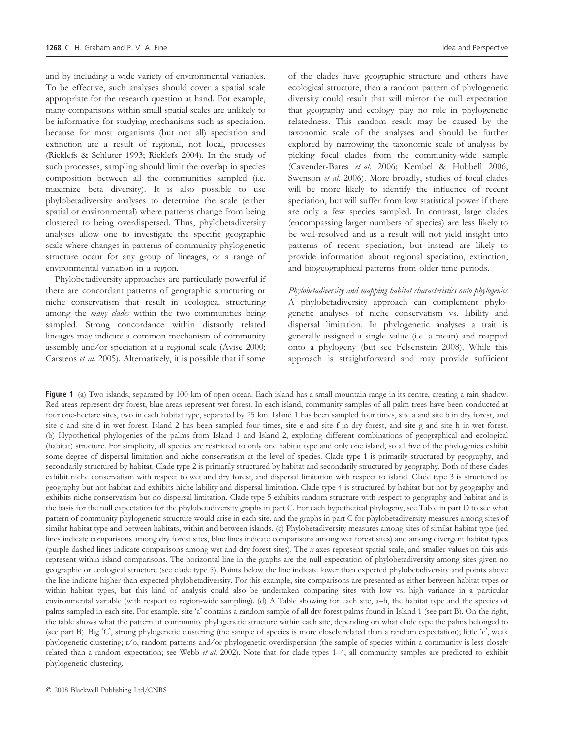and by including a wide variety of environmental variables. To be effective, such analyses should cover a spatial scale appropriate for the research question at hand. For example, many comparisons within small spatial scales are unlikely to be informative for studying mechanisms such as speciation, because for most organisms (but not all) speciation and extinction are a result of regional, not local, processes (Ricklefs & Schluter 1993; Ricklefs 2004). In the study of such processes, sampling should limit the overlap in species composition between all the communities sampled (i.e. maximize beta diversity). It is also possible to use phylobetadiversity analyses to determine the scale (either spatial or environmental) where patterns change from being clustered to being overdispersed. Thus, phylobetadiversity analyses allow one to investigate the specific geographic scale where changes in patterns of community phylogenetic structure occur for any group of lineages, or a range of environmental variation in a region.

Phylobetadiversity approaches are particularly powerful if there are concordant patterns of geographic structuring or niche conservatism that result in ecological structuring among the *many clades* within the two communities being sampled. Strong concordance within distantly related lineages may indicate a common mechanism of community assembly and/or speciation at a regional scale (Avise 2000; Carstens *et al.* 2005). Alternatively, it is possible that if some of the clades have geographic structure and others have ecological structure, then a random pattern of phylogenetic diversity could result that will mirror the null expectation that geography and ecology play no role in phylogenetic relatedness. This random result may be caused by the taxonomic scale of the analyses and should be further explored by narrowing the taxonomic scale of analysis by picking focal clades from the community-wide sample (Cavender-Bares *et al.* 2006; Kembel & Hubbell 2006; Swenson *et al.* 2006). More broadly, studies of focal clades will be more likely to identify the influence of recent speciation, but will suffer from low statistical power if there are only a few species sampled. In contrast, large clades (encompassing larger numbers of species) are less likely to be well-resolved and as a result will not yield insight into patterns of recent speciation, but instead are likely to provide information about regional speciation, extinction, and biogeographical patterns from older time periods.

*Phylobetadiversity and mapping habitat characteristics onto phylogenies*

A phylobetadiversity approach can complement phylogenetic analyses of niche conservatism vs. lability and dispersal limitation. In phylogenetic analyses a trait is generally assigned a single value (i.e. a mean) and mapped onto a phylogeny (but see Felsenstein 2008). While this approach is straightforward and may provide sufficient

**Figure 1** (a) Two islands, separated by 100 km of open ocean. Each island has a small mountain range in its centre, creating a rain shadow. Red areas represent dry forest, blue areas represent wet forest. In each island, community samples of all palm trees have been conducted at four one-hectare sites, two in each habitat type, separated by 25 km. Island 1 has been sampled four times, site a and site b in dry forest, and site c and site d in wet forest. Island 2 has been sampled four times, site e and site f in dry forest, and site g and site h in wet forest. (b) Hypothetical phylogenies of the palms from Island 1 and Island 2, exploring different combinations of geographical and ecological (habitat) structure. For simplicity, all species are restricted to only one habitat type and only one island, so all five of the phylogenies exhibit some degree of dispersal limitation and niche conservatism at the level of species. Clade type 1 is primarily structured by geography, and secondarily structured by habitat. Clade type 2 is primarily structured by habitat and secondarily structured by geography. Both of these clades exhibit niche conservatism with respect to wet and dry forest, and dispersal limitation with respect to island. Clade type 3 is structured by geography but not habitat and exhibits niche lability and dispersal limitation. Clade type 4 is structured by habitat but not by geography and exhibits niche conservatism but no dispersal limitation. Clade type 5 exhibits random structure with respect to geography and habitat and is the basis for the null expectation for the phylobetadiversity graphs in part C. For each hypothetical phylogeny, see Table in part D to see what pattern of community phylogenetic structure would arise in each site, and the graphs in part C for phylobetadiversity measures among sites of similar habitat type and between habitats, within and between islands. (c) Phylobetadiversity measures among sites of similar habitat type (red lines indicate comparisons among dry forest sites, blue lines indicate comparisons among wet forest sites) and among divergent habitat types (purple dashed lines indicate comparisons among wet and dry forest sites). The *x*-axes represent spatial scale, and smaller values on this axis represent within island comparisons. The horizontal line in the graphs are the null expectation of phylobetadiversity among sites given no geographic or ecological structure (see clade type 5). Points below the line indicate lower than expected phylobetadiversity and points above the line indicate higher than expected phylobetadiversity. For this example, site comparisons are presented as either between habitat types or within habitat types, but this kind of analysis could also be undertaken comparing sites with low vs. high variance in a particular environmental variable (with respect to region-wide sampling). (d) A Table showing for each site, a–h, the habitat type and the species of palms sampled in each site. For example, site 'a' contains a random sample of all dry forest palms found in Island 1 (see part B). On the right, the table shows what the pattern of community phylogenetic structure within each site, depending on what clade type the palms belonged to (see part B). Big 'C', strong phylogenetic clustering (the sample of species is more closely related than a random expectation); little 'c', weak phylogenetic clustering; r/o, random patterns and/or phylogenetic overdispersion (the sample of species within a community is less closely related than a random expectation; see Webb *et al.* 2002). Note that for clade types 1–4, all community samples are predicted to exhibit phylogenetic clustering.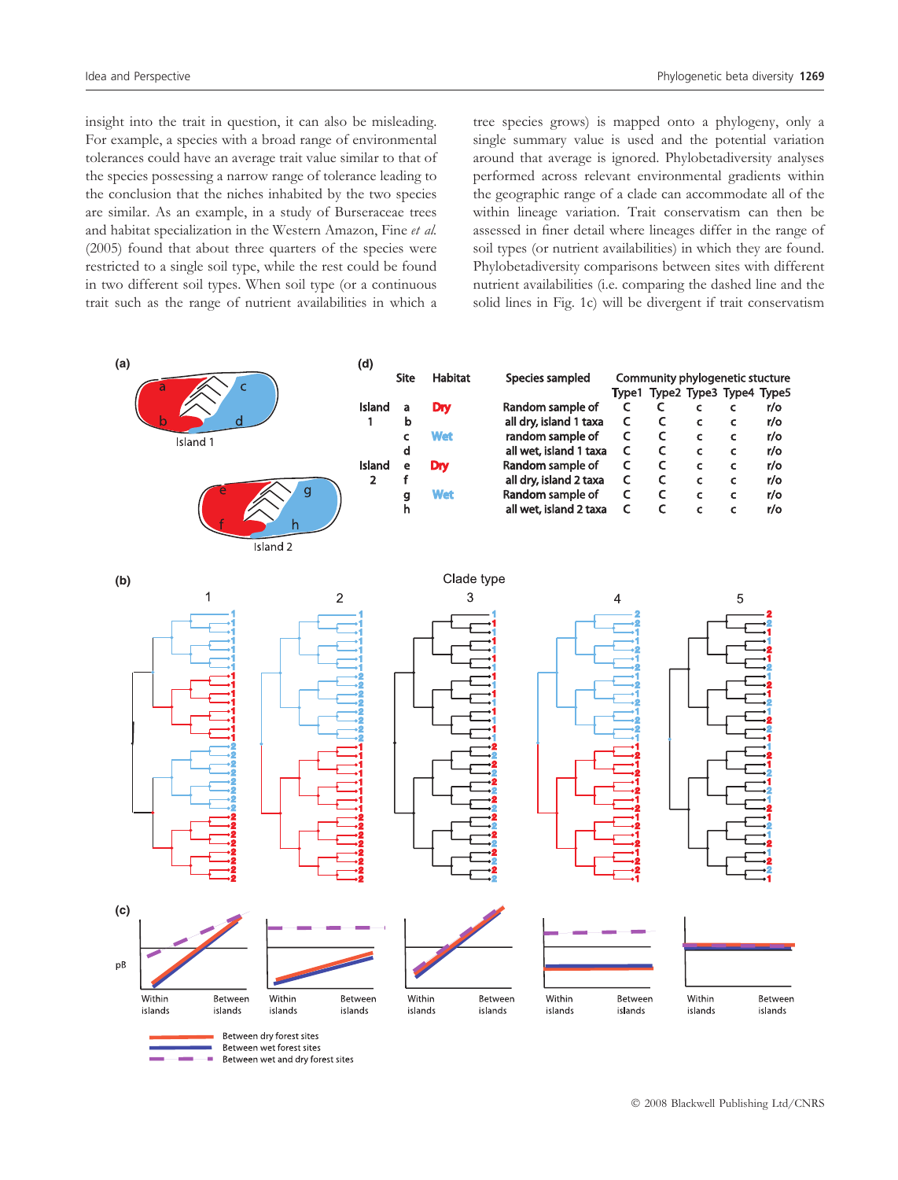insight into the trait in question, it can also be misleading. For example, a species with a broad range of environmental tolerances could have an average trait value similar to that of the species possessing a narrow range of tolerance leading to the conclusion that the niches inhabited by the two species are similar. As an example, in a study of Burseraceae trees and habitat specialization in the Western Amazon, Fine *et al.* (2005) found that about three quarters of the species were restricted to a single soil type, while the rest could be found in two different soil types. When soil type (or a continuous trait such as the range of nutrient availabilities in which a tree species grows) is mapped onto a phylogeny, only a single summary value is used and the potential variation around that average is ignored. Phylobetadiversity analyses performed across relevant environmental gradients within the geographic range of a clade can accommodate all of the within lineage variation. Trait conservatism can then be assessed in finer detail where lineages differ in the range of soil types (or nutrient availabilities) in which they are found. Phylobetadiversity comparisons between sites with different nutrient availabilities (i.e. comparing the dashed line and the solid lines in Fig. 1c) will be divergent if trait conservatism

| Site | | Habitat | Species sampled | Community phylogenetic stucture | | | | |
|---|---|---|---|---|---|---|---|---|
| | | | | Type1 | Type2 | Type3 | Type4 | Type5 |
| Island 1 | a | Dry | Random sample of | C | C | c | c | r/o |
| | b | | all dry, island 1 taxa | C | C | c | c | r/o |
| | c | Wet | random sample of | C | C | c | c | r/o |
| | d | | all wet, island 1 taxa | C | C | c | c | r/o |
| Island 2 | e | Dry | Random sample of | C | C | c | c | r/o |
| | f | | all dry, island 2 taxa | C | C | c | c | r/o |
| | g | Wet | Random sample of | C | C | c | c | r/o |
| | h | | all wet, island 2 taxa | C | C | c | c | r/o |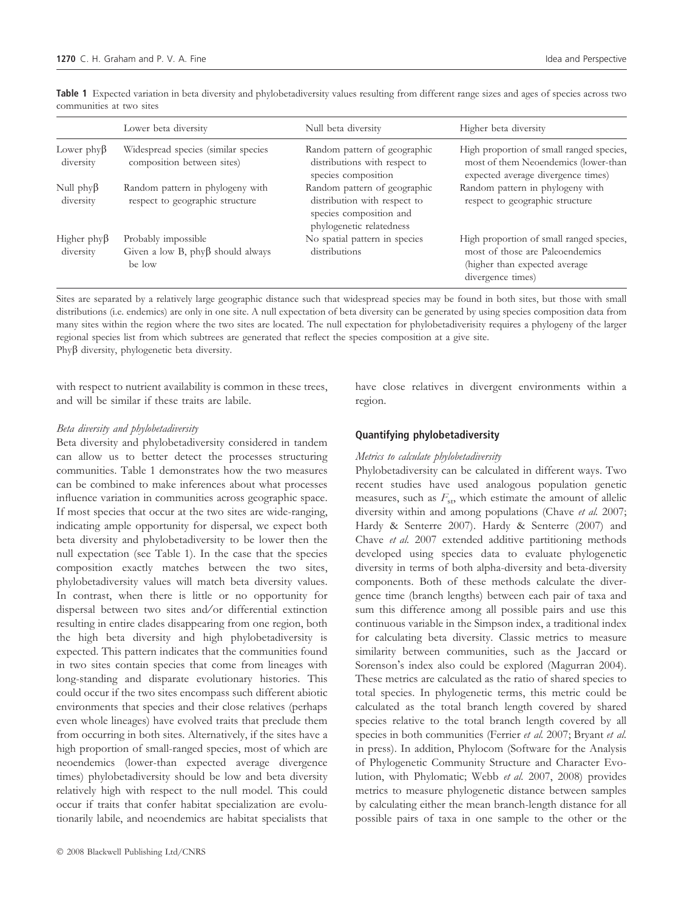**Table 1** Expected variation in beta diversity and phylobetadiversity values resulting from different range sizes and ages of species across two communities at two sites

| | Lower beta diversity | Null beta diversity | Higher beta diversity |
|---|---|---|---|
| Lower phyβ diversity | Widespread species (similar species composition between sites) | Random pattern of geographic distributions with respect to species composition | High proportion of small ranged species, most of them Neoendemics (lower-than expected average divergence times) |
| Null phyβ diversity | Random pattern in phylogeny with respect to geographic structure | Random pattern of geographic distribution with respect to species composition and phylogenetic relatedness | Random pattern in phylogeny with respect to geographic structure |
| Higher phyβ diversity | Probably impossible Given a low B, phyβ should always be low | No spatial pattern in species distributions | High proportion of small ranged species, most of those are Paleoendemics (higher than expected average divergence times) |

Sites are separated by a relatively large geographic distance such that widespread species may be found in both sites, but those with small distributions (i.e. endemics) are only in one site. A null expectation of beta diversity can be generated by using species composition data from many sites within the region where the two sites are located. The null expectation for phylobetadiverisity requires a phylogeny of the larger regional species list from which subtrees are generated that reflect the species composition at a give site.
Phyβ diversity, phylogenetic beta diversity.

with respect to nutrient availability is common in these trees, and will be similar if these traits are labile.

*Beta diversity and phylobetadiversity*

Beta diversity and phylobetadiversity considered in tandem can allow us to better detect the processes structuring communities. Table 1 demonstrates how the two measures can be combined to make inferences about what processes influence variation in communities across geographic space. If most species that occur at the two sites are wide-ranging, indicating ample opportunity for dispersal, we expect both beta diversity and phylobetadiversity to be lower then the null expectation (see Table 1). In the case that the species composition exactly matches between the two sites, phylobetadiversity values will match beta diversity values. In contrast, when there is little or no opportunity for dispersal between two sites and/or differential extinction resulting in entire clades disappearing from one region, both the high beta diversity and high phylobetadiversity is expected. This pattern indicates that the communities found in two sites contain species that come from lineages with long-standing and disparate evolutionary histories. This could occur if the two sites encompass such different abiotic environments that species and their close relatives (perhaps even whole lineages) have evolved traits that preclude them from occurring in both sites. Alternatively, if the sites have a high proportion of small-ranged species, most of which are neoendemics (lower-than expected average divergence times) phylobetadiversity should be low and beta diversity relatively high with respect to the null model. This could occur if traits that confer habitat specialization are evolutionarily labile, and neoendemics are habitat specialists that have close relatives in divergent environments within a region.

## Quantifying phylobetadiversity

*Metrics to calculate phylobetadiversity*

Phylobetadiversity can be calculated in different ways. Two recent studies have used analogous population genetic measures, such as $F_{st}$, which estimate the amount of allelic diversity within and among populations (Chave *et al.* 2007; Hardy & Senterre 2007). Hardy & Senterre (2007) and Chave *et al.* 2007 extended additive partitioning methods developed using species data to evaluate phylogenetic diversity in terms of both alpha-diversity and beta-diversity components. Both of these methods calculate the divergence time (branch lengths) between each pair of taxa and sum this difference among all possible pairs and use this continuous variable in the Simpson index, a traditional index for calculating beta diversity. Classic metrics to measure similarity between communities, such as the Jaccard or Sorenson's index also could be explored (Magurran 2004). These metrics are calculated as the ratio of shared species to total species. In phylogenetic terms, this metric could be calculated as the total branch length covered by shared species relative to the total branch length covered by all species in both communities (Ferrier *et al.* 2007; Bryant *et al.* in press). In addition, Phylocom (Software for the Analysis of Phylogenetic Community Structure and Character Evolution, with Phylomatic; Webb *et al.* 2007, 2008) provides metrics to measure phylogenetic distance between samples by calculating either the mean branch-length distance for all possible pairs of taxa in one sample to the other or the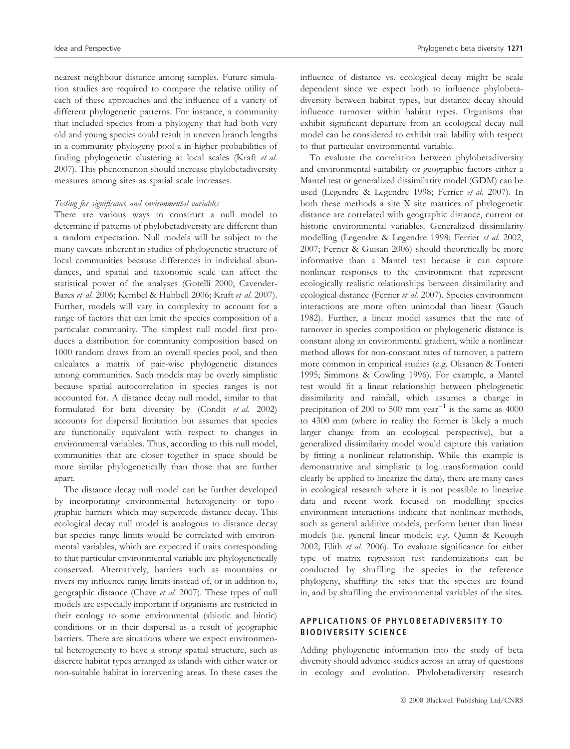nearest neighbour distance among samples. Future simulation studies are required to compare the relative utility of each of these approaches and the influence of a variety of different phylogenetic patterns. For instance, a community that included species from a phylogeny that had both very old and young species could result in uneven branch lengths in a community phylogeny pool a in higher probabilities of finding phylogenetic clustering at local scales (Kraft *et al.* 2007). This phenomenon should increase phylobetadiversity measures among sites as spatial scale increases.

### *Testing for significance and environmental variables*

There are various ways to construct a null model to determine if patterns of phylobetadiversity are different than a random expectation. Null models will be subject to the many caveats inherent in studies of phylogenetic structure of local communities because differences in individual abundances, and spatial and taxonomic scale can affect the statistical power of the analyses (Gotelli 2000; Cavender-Bares *et al.* 2006; Kembel & Hubbell 2006; Kraft *et al.* 2007). Further, models will vary in complexity to account for a range of factors that can limit the species composition of a particular community. The simplest null model first produces a distribution for community composition based on 1000 random draws from an overall species pool, and then calculates a matrix of pair-wise phylogenetic distances among communities. Such models may be overly simplistic because spatial autocorrelation in species ranges is not accounted for. A distance decay null model, similar to that formulated for beta diversity by (Condit *et al.* 2002) accounts for dispersal limitation but assumes that species are functionally equivalent with respect to changes in environmental variables. Thus, according to this null model, communities that are closer together in space should be more similar phylogenetically than those that are further apart.

The distance decay null model can be further developed by incorporating environmental heterogeneity or topographic barriers which may supercede distance decay. This ecological decay null model is analogous to distance decay but species range limits would be correlated with environmental variables, which are expected if traits corresponding to that particular environmental variable are phylogenetically conserved. Alternatively, barriers such as mountains or rivers my influence range limits instead of, or in addition to, geographic distance (Chave *et al.* 2007). These types of null models are especially important if organisms are restricted in their ecology to some environmental (abiotic and biotic) conditions or in their dispersal as a result of geographic barriers. There are situations where we expect environmental heterogeneity to have a strong spatial structure, such as discrete habitat types arranged as islands with either water or non-suitable habitat in intervening areas. In these cases the influence of distance vs. ecological decay might be scale dependent since we expect both to influence phylobetadiversity between habitat types, but distance decay should influence turnover within habitat types. Organisms that exhibit significant departure from an ecological decay null model can be considered to exhibit trait lability with respect to that particular environmental variable.

To evaluate the correlation between phylobetadiversity and environmental suitability or geographic factors either a Mantel test or generalized dissimilarity model (GDM) can be used (Legendre & Legendre 1998; Ferrier *et al.* 2007). In both these methods a site X site matrices of phylogenetic distance are correlated with geographic distance, current or historic environmental variables. Generalized dissimilarity modelling (Legendre & Legendre 1998; Ferrier *et al.* 2002, 2007; Ferrier & Guisan 2006) should theoretically be more informative than a Mantel test because it can capture nonlinear responses to the environment that represent ecologically realistic relationships between dissimilarity and ecological distance (Ferrier *et al.* 2007). Species environment interactions are more often unimodal than linear (Gauch 1982). Further, a linear model assumes that the rate of turnover in species composition or phylogenetic distance is constant along an environmental gradient, while a nonlinear method allows for non-constant rates of turnover, a pattern more common in empirical studies (e.g. Oksanen & Tonteri 1995; Simmons & Cowling 1996). For example, a Mantel test would fit a linear relationship between phylogenetic dissimilarity and rainfall, which assumes a change in precipitation of 200 to 500 mm year$^{-1}$ is the same as 4000 to 4300 mm (where in reality the former is likely a much larger change from an ecological perspective), but a generalized dissimilarity model would capture this variation by fitting a nonlinear relationship. While this example is demonstrative and simplistic (a log transformation could clearly be applied to linearize the data), there are many cases in ecological research where it is not possible to linearize data and recent work focused on modelling species environment interactions indicate that nonlinear methods, such as general additive models, perform better than linear models (i.e. general linear models; e.g. Quinn & Keough 2002; Elith *et al.* 2006). To evaluate significance for either type of matrix regression test randomizations can be conducted by shuffling the species in the reference phylogeny, shuffling the sites that the species are found in, and by shuffling the environmental variables of the sites.

## APPLICATIONS OF PHYLOBETADIVERSITY TO BIODIVERSITY SCIENCE

Adding phylogenetic information into the study of beta diversity should advance studies across an array of questions in ecology and evolution. Phylobetadiversity research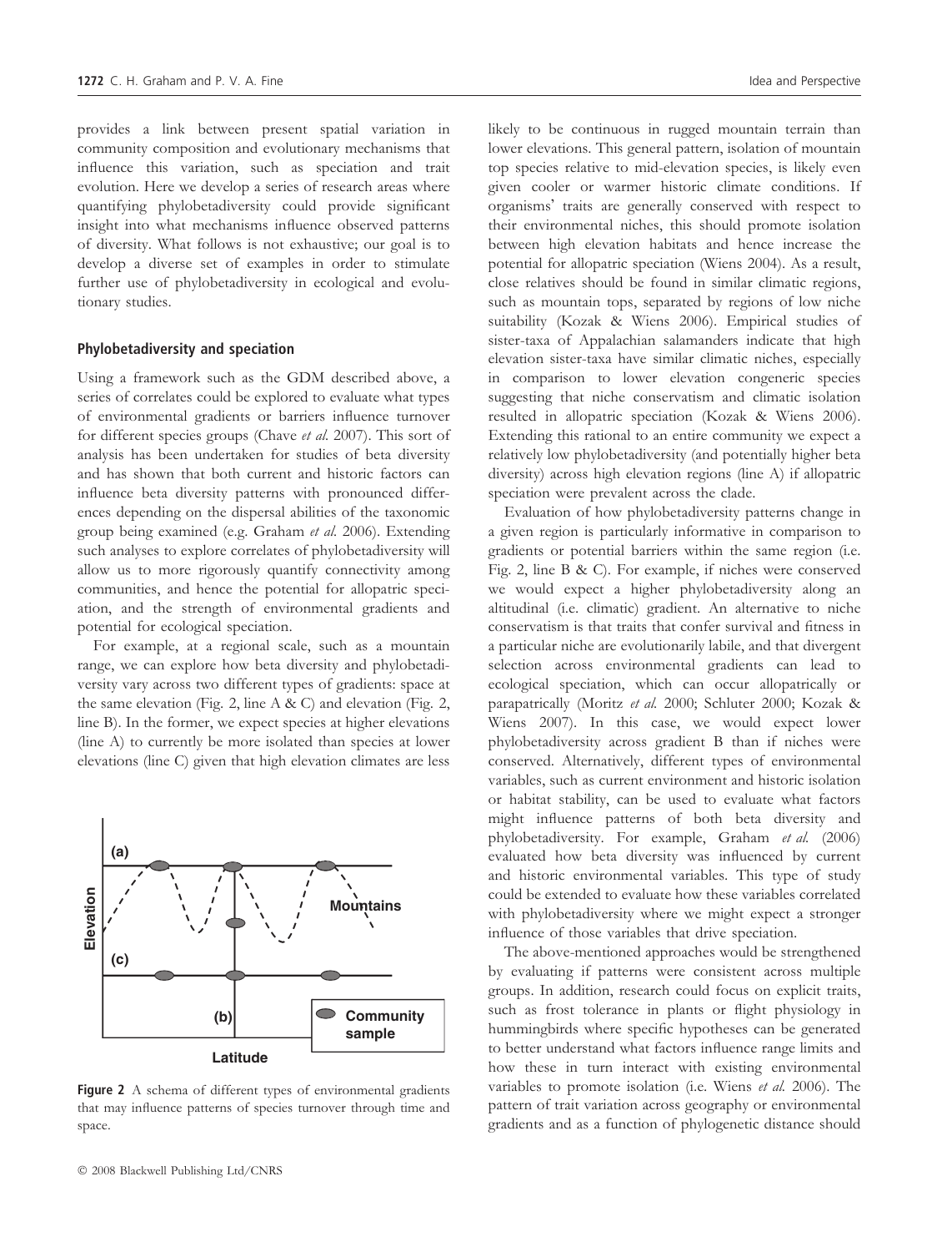provides a link between present spatial variation in community composition and evolutionary mechanisms that influence this variation, such as speciation and trait evolution. Here we develop a series of research areas where quantifying phylobetadiversity could provide significant insight into what mechanisms influence observed patterns of diversity. What follows is not exhaustive; our goal is to develop a diverse set of examples in order to stimulate further use of phylobetadiversity in ecological and evolutionary studies.

### Phylobetadiversity and speciation

Using a framework such as the GDM described above, a series of correlates could be explored to evaluate what types of environmental gradients or barriers influence turnover for different species groups (Chave *et al.* 2007). This sort of analysis has been undertaken for studies of beta diversity and has shown that both current and historic factors can influence beta diversity patterns with pronounced differences depending on the dispersal abilities of the taxonomic group being examined (e.g. Graham *et al.* 2006). Extending such analyses to explore correlates of phylobetadiversity will allow us to more rigorously quantify connectivity among communities, and hence the potential for allopatric speciation, and the strength of environmental gradients and potential for ecological speciation.

For example, at a regional scale, such as a mountain range, we can explore how beta diversity and phylobetadiversity vary across two different types of gradients: space at the same elevation (Fig. 2, line A & C) and elevation (Fig. 2, line B). In the former, we expect species at higher elevations (line A) to currently be more isolated than species at lower elevations (line C) given that high elevation climates are less likely to be continuous in rugged mountain terrain than lower elevations. This general pattern, isolation of mountain top species relative to mid-elevation species, is likely even given cooler or warmer historic climate conditions. If organisms' traits are generally conserved with respect to their environmental niches, this should promote isolation between high elevation habitats and hence increase the potential for allopatric speciation (Wiens 2004). As a result, close relatives should be found in similar climatic regions, such as mountain tops, separated by regions of low niche suitability (Kozak & Wiens 2006). Empirical studies of sister-taxa of Appalachian salamanders indicate that high elevation sister-taxa have similar climatic niches, especially in comparison to lower elevation congeneric species suggesting that niche conservatism and climatic isolation resulted in allopatric speciation (Kozak & Wiens 2006). Extending this rational to an entire community we expect a relatively low phylobetadiversity (and potentially higher beta diversity) across high elevation regions (line A) if allopatric speciation were prevalent across the clade.

**Figure 2** A schema of different types of environmental gradients that may influence patterns of species turnover through time and space.

Evaluation of how phylobetadiversity patterns change in a given region is particularly informative in comparison to gradients or potential barriers within the same region (i.e. Fig. 2, line B & C). For example, if niches were conserved we would expect a higher phylobetadiversity along an altitudinal (i.e. climatic) gradient. An alternative to niche conservatism is that traits that confer survival and fitness in a particular niche are evolutionarily labile, and that divergent selection across environmental gradients can lead to ecological speciation, which can occur allopatrically or parapatrically (Moritz *et al.* 2000; Schluter 2000; Kozak & Wiens 2007). In this case, we would expect lower phylobetadiversity across gradient B than if niches were conserved. Alternatively, different types of environmental variables, such as current environment and historic isolation or habitat stability, can be used to evaluate what factors might influence patterns of both beta diversity and phylobetadiversity. For example, Graham *et al.* (2006) evaluated how beta diversity was influenced by current and historic environmental variables. This type of study could be extended to evaluate how these variables correlated with phylobetadiversity where we might expect a stronger influence of those variables that drive speciation.

The above-mentioned approaches would be strengthened by evaluating if patterns were consistent across multiple groups. In addition, research could focus on explicit traits, such as frost tolerance in plants or flight physiology in hummingbirds where specific hypotheses can be generated to better understand what factors influence range limits and how these in turn interact with existing environmental variables to promote isolation (i.e. Wiens *et al.* 2006). The pattern of trait variation across geography or environmental gradients and as a function of phylogenetic distance should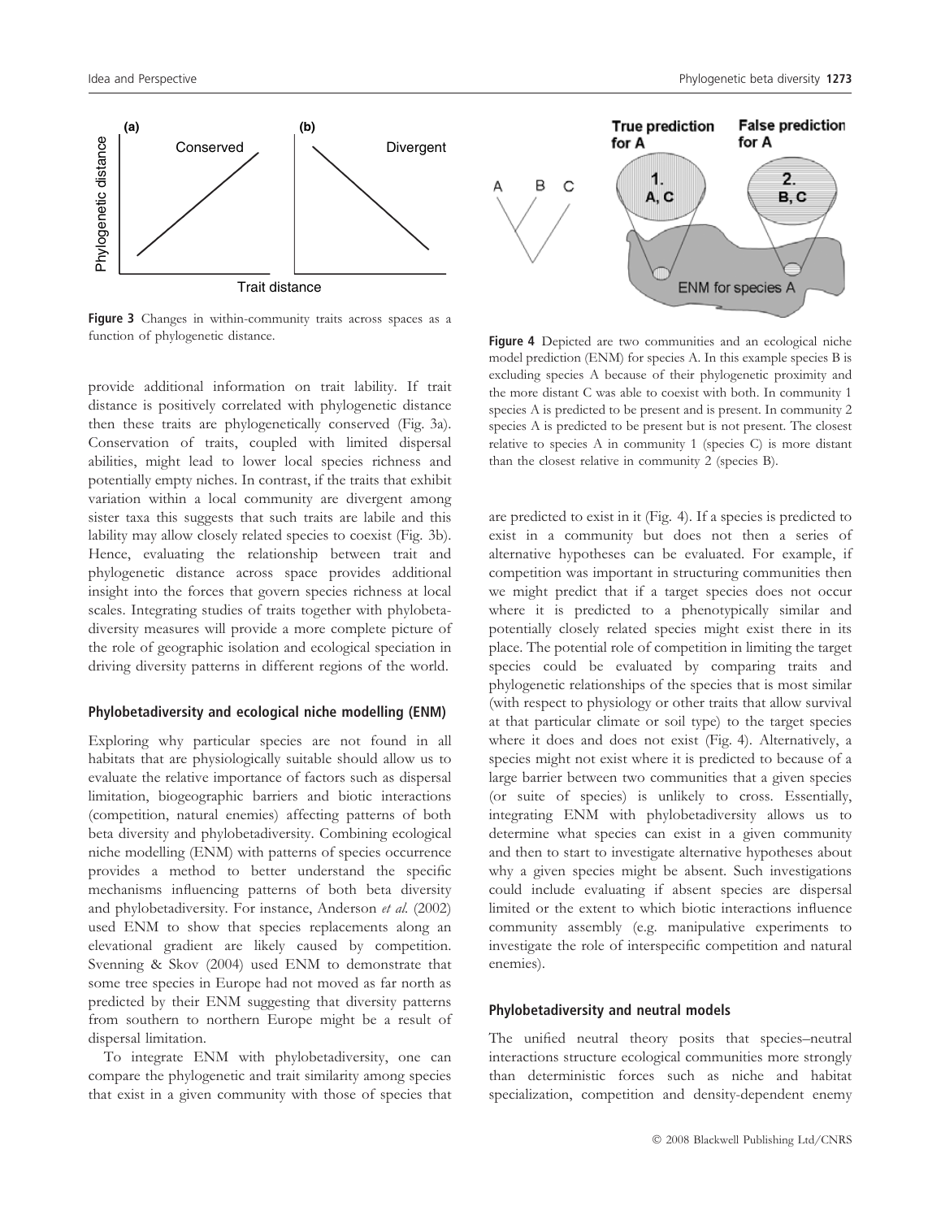**Figure 3** Changes in within-community traits across spaces as a function of phylogenetic distance.

**Figure 4** Depicted are two communities and an ecological niche model prediction (ENM) for species A. In this example species B is excluding species A because of their phylogenetic proximity and the more distant C was able to coexist with both. In community 1 species A is predicted to be present and is present. In community 2 species A is predicted to be present but is not present. The closest relative to species A in community 1 (species C) is more distant than the closest relative in community 2 (species B).

provide additional information on trait lability. If trait distance is positively correlated with phylogenetic distance then these traits are phylogenetically conserved (Fig. 3a). Conservation of traits, coupled with limited dispersal abilities, might lead to lower local species richness and potentially empty niches. In contrast, if the traits that exhibit variation within a local community are divergent among sister taxa this suggests that such traits are labile and this lability may allow closely related species to coexist (Fig. 3b). Hence, evaluating the relationship between trait and phylogenetic distance across space provides additional insight into the forces that govern species richness at local scales. Integrating studies of traits together with phylobetadiversity measures will provide a more complete picture of the role of geographic isolation and ecological speciation in driving diversity patterns in different regions of the world.

### Phylobetadiversity and ecological niche modelling (ENM)

Exploring why particular species are not found in all habitats that are physiologically suitable should allow us to evaluate the relative importance of factors such as dispersal limitation, biogeographic barriers and biotic interactions (competition, natural enemies) affecting patterns of both beta diversity and phylobetadiversity. Combining ecological niche modelling (ENM) with patterns of species occurrence provides a method to better understand the specific mechanisms influencing patterns of both beta diversity and phylobetadiversity. For instance, Anderson *et al.* (2002) used ENM to show that species replacements along an elevational gradient are likely caused by competition. Svenning & Skov (2004) used ENM to demonstrate that some tree species in Europe had not moved as far north as predicted by their ENM suggesting that diversity patterns from southern to northern Europe might be a result of dispersal limitation.

To integrate ENM with phylobetadiversity, one can compare the phylogenetic and trait similarity among species that exist in a given community with those of species that are predicted to exist in it (Fig. 4). If a species is predicted to exist in a community but does not then a series of alternative hypotheses can be evaluated. For example, if competition was important in structuring communities then we might predict that if a target species does not occur where it is predicted to a phenotypically similar and potentially closely related species might exist there in its place. The potential role of competition in limiting the target species could be evaluated by comparing traits and phylogenetic relationships of the species that is most similar (with respect to physiology or other traits that allow survival at that particular climate or soil type) to the target species where it does and does not exist (Fig. 4). Alternatively, a species might not exist where it is predicted to because of a large barrier between two communities that a given species (or suite of species) is unlikely to cross. Essentially, integrating ENM with phylobetadiversity allows us to determine what species can exist in a given community and then to start to investigate alternative hypotheses about why a given species might be absent. Such investigations could include evaluating if absent species are dispersal limited or the extent to which biotic interactions influence community assembly (e.g. manipulative experiments to investigate the role of interspecific competition and natural enemies).

### Phylobetadiversity and neutral models

The unified neutral theory posits that species–neutral interactions structure ecological communities more strongly than deterministic forces such as niche and habitat specialization, competition and density-dependent enemy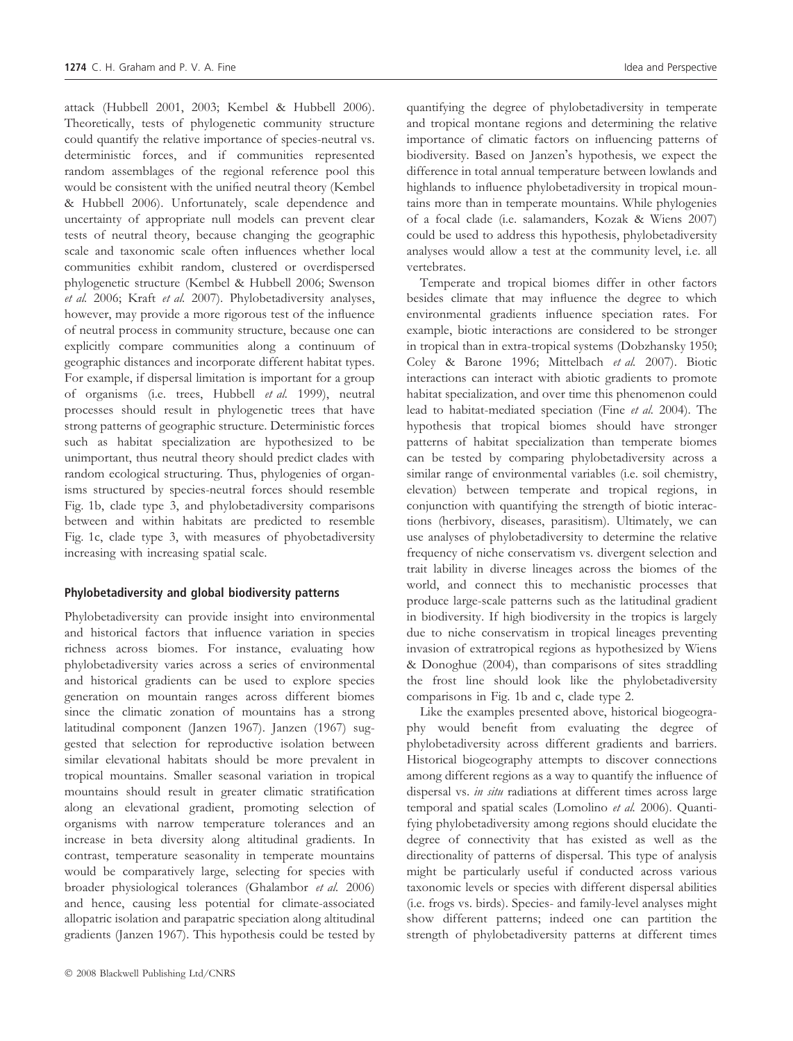attack (Hubbell 2001, 2003; Kembel & Hubbell 2006). Theoretically, tests of phylogenetic community structure could quantify the relative importance of species-neutral vs. deterministic forces, and if communities represented random assemblages of the regional reference pool this would be consistent with the unified neutral theory (Kembel & Hubbell 2006). Unfortunately, scale dependence and uncertainty of appropriate null models can prevent clear tests of neutral theory, because changing the geographic scale and taxonomic scale often influences whether local communities exhibit random, clustered or overdispersed phylogenetic structure (Kembel & Hubbell 2006; Swenson *et al.* 2006; Kraft *et al.* 2007). Phylobetadiversity analyses, however, may provide a more rigorous test of the influence of neutral process in community structure, because one can explicitly compare communities along a continuum of geographic distances and incorporate different habitat types. For example, if dispersal limitation is important for a group of organisms (i.e. trees, Hubbell *et al.* 1999), neutral processes should result in phylogenetic trees that have strong patterns of geographic structure. Deterministic forces such as habitat specialization are hypothesized to be unimportant, thus neutral theory should predict clades with random ecological structuring. Thus, phylogenies of organisms structured by species-neutral forces should resemble Fig. 1b, clade type 3, and phylobetadiversity comparisons between and within habitats are predicted to resemble Fig. 1c, clade type 3, with measures of phyobetadiversity increasing with increasing spatial scale.

## Phylobetadiversity and global biodiversity patterns

Phylobetadiversity can provide insight into environmental and historical factors that influence variation in species richness across biomes. For instance, evaluating how phylobetadiversity varies across a series of environmental and historical gradients can be used to explore species generation on mountain ranges across different biomes since the climatic zonation of mountains has a strong latitudinal component (Janzen 1967). Janzen (1967) suggested that selection for reproductive isolation between similar elevational habitats should be more prevalent in tropical mountains. Smaller seasonal variation in tropical mountains should result in greater climatic stratification along an elevational gradient, promoting selection of organisms with narrow temperature tolerances and an increase in beta diversity along altitudinal gradients. In contrast, temperature seasonality in temperate mountains would be comparatively large, selecting for species with broader physiological tolerances (Ghalambor *et al.* 2006) and hence, causing less potential for climate-associated allopatric isolation and parapatric speciation along altitudinal gradients (Janzen 1967). This hypothesis could be tested by quantifying the degree of phylobetadiversity in temperate and tropical montane regions and determining the relative importance of climatic factors on influencing patterns of biodiversity. Based on Janzen's hypothesis, we expect the difference in total annual temperature between lowlands and highlands to influence phylobetadiversity in tropical mountains more than in temperate mountains. While phylogenies of a focal clade (i.e. salamanders, Kozak & Wiens 2007) could be used to address this hypothesis, phylobetadiversity analyses would allow a test at the community level, i.e. all vertebrates.

Temperate and tropical biomes differ in other factors besides climate that may influence the degree to which environmental gradients influence speciation rates. For example, biotic interactions are considered to be stronger in tropical than in extra-tropical systems (Dobzhansky 1950; Coley & Barone 1996; Mittelbach *et al.* 2007). Biotic interactions can interact with abiotic gradients to promote habitat specialization, and over time this phenomenon could lead to habitat-mediated speciation (Fine *et al.* 2004). The hypothesis that tropical biomes should have stronger patterns of habitat specialization than temperate biomes can be tested by comparing phylobetadiversity across a similar range of environmental variables (i.e. soil chemistry, elevation) between temperate and tropical regions, in conjunction with quantifying the strength of biotic interactions (herbivory, diseases, parasitism). Ultimately, we can use analyses of phylobetadiversity to determine the relative frequency of niche conservatism vs. divergent selection and trait lability in diverse lineages across the biomes of the world, and connect this to mechanistic processes that produce large-scale patterns such as the latitudinal gradient in biodiversity. If high biodiversity in the tropics is largely due to niche conservatism in tropical lineages preventing invasion of extratropical regions as hypothesized by Wiens & Donoghue (2004), than comparisons of sites straddling the frost line should look like the phylobetadiversity comparisons in Fig. 1b and c, clade type 2.

Like the examples presented above, historical biogeography would benefit from evaluating the degree of phylobetadiversity across different gradients and barriers. Historical biogeography attempts to discover connections among different regions as a way to quantify the influence of dispersal vs. *in situ* radiations at different times across large temporal and spatial scales (Lomolino *et al.* 2006). Quantifying phylobetadiversity among regions should elucidate the degree of connectivity that has existed as well as the directionality of patterns of dispersal. This type of analysis might be particularly useful if conducted across various taxonomic levels or species with different dispersal abilities (i.e. frogs vs. birds). Species- and family-level analyses might show different patterns; indeed one can partition the strength of phylobetadiversity patterns at different times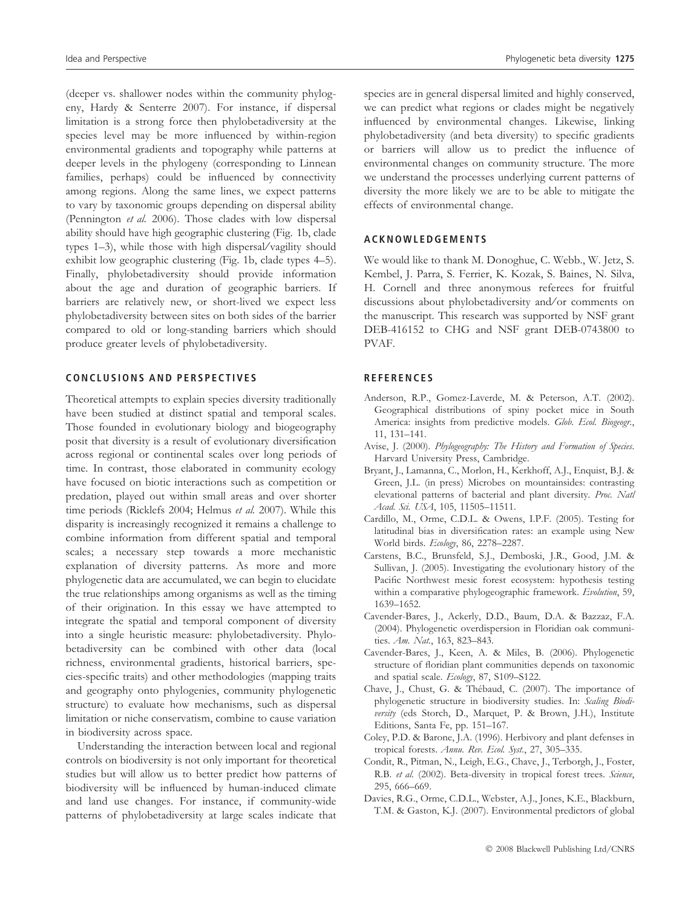(deeper vs. shallower nodes within the community phylogeny, Hardy & Senterre 2007). For instance, if dispersal limitation is a strong force then phylobetadiversity at the species level may be more influenced by within-region environmental gradients and topography while patterns at deeper levels in the phylogeny (corresponding to Linnean families, perhaps) could be influenced by connectivity among regions. Along the same lines, we expect patterns to vary by taxonomic groups depending on dispersal ability (Pennington *et al.* 2006). Those clades with low dispersal ability should have high geographic clustering (Fig. 1b, clade types 1–3), while those with high dispersal/vagility should exhibit low geographic clustering (Fig. 1b, clade types 4–5). Finally, phylobetadiversity should provide information about the age and duration of geographic barriers. If barriers are relatively new, or short-lived we expect less phylobetadiversity between sites on both sides of the barrier compared to old or long-standing barriers which should produce greater levels of phylobetadiversity.

## CONCLUSIONS AND PERSPECTIVES

Theoretical attempts to explain species diversity traditionally have been studied at distinct spatial and temporal scales. Those founded in evolutionary biology and biogeography posit that diversity is a result of evolutionary diversification across regional or continental scales over long periods of time. In contrast, those elaborated in community ecology have focused on biotic interactions such as competition or predation, played out within small areas and over shorter time periods (Ricklefs 2004; Helmus *et al.* 2007). While this disparity is increasingly recognized it remains a challenge to combine information from different spatial and temporal scales; a necessary step towards a more mechanistic explanation of diversity patterns. As more and more phylogenetic data are accumulated, we can begin to elucidate the true relationships among organisms as well as the timing of their origination. In this essay we have attempted to integrate the spatial and temporal component of diversity into a single heuristic measure: phylobetadiversity. Phylobetadiversity can be combined with other data (local richness, environmental gradients, historical barriers, species-specific traits) and other methodologies (mapping traits and geography onto phylogenies, community phylogenetic structure) to evaluate how mechanisms, such as dispersal limitation or niche conservatism, combine to cause variation in biodiversity across space.

Understanding the interaction between local and regional controls on biodiversity is not only important for theoretical studies but will allow us to better predict how patterns of biodiversity will be influenced by human-induced climate and land use changes. For instance, if community-wide patterns of phylobetadiversity at large scales indicate that species are in general dispersal limited and highly conserved, we can predict what regions or clades might be negatively influenced by environmental changes. Likewise, linking phylobetadiversity (and beta diversity) to specific gradients or barriers will allow us to predict the influence of environmental changes on community structure. The more we understand the processes underlying current patterns of diversity the more likely we are to be able to mitigate the effects of environmental change.

## ACKNOWLEDGEMENTS

We would like to thank M. Donoghue, C. Webb., W. Jetz, S. Kembel, J. Parra, S. Ferrier, K. Kozak, S. Baines, N. Silva, H. Cornell and three anonymous referees for fruitful discussions about phylobetadiversity and/or comments on the manuscript. This research was supported by NSF grant DEB-416152 to CHG and NSF grant DEB-0743800 to PVAF.

## REFERENCES

Anderson, R.P., Gomez-Laverde, M. & Peterson, A.T. (2002). Geographical distributions of spiny pocket mice in South America: insights from predictive models. *Glob. Ecol. Biogeogr.*, 11, 131–141.

Avise, J. (2000). *Phylogeography: The History and Formation of Species*. Harvard University Press, Cambridge.

Bryant, J., Lamanna, C., Morlon, H., Kerkhoff, A.J., Enquist, B.J. & Green, J.L. (in press) Microbes on mountainsides: contrasting elevational patterns of bacterial and plant diversity. *Proc. Natl Acad. Sci. USA*, 105, 11505–11511.

Cardillo, M., Orme, C.D.L. & Owens, I.P.F. (2005). Testing for latitudinal bias in diversification rates: an example using New World birds. *Ecology*, 86, 2278–2287.

Carstens, B.C., Brunsfeld, S.J., Demboski, J.R., Good, J.M. & Sullivan, J. (2005). Investigating the evolutionary history of the Pacific Northwest mesic forest ecosystem: hypothesis testing within a comparative phylogeographic framework. *Evolution*, 59, 1639–1652.

Cavender-Bares, J., Ackerly, D.D., Baum, D.A. & Bazzaz, F.A. (2004). Phylogenetic overdispersion in Floridian oak communities. *Am. Nat.*, 163, 823–843.

Cavender-Bares, J., Keen, A. & Miles, B. (2006). Phylogenetic structure of floridian plant communities depends on taxonomic and spatial scale. *Ecology*, 87, S109–S122.

Chave, J., Chust, G. & Thébaud, C. (2007). The importance of phylogenetic structure in biodiversity studies. In: *Scaling Biodiversity* (eds Storch, D., Marquet, P. & Brown, J.H.), Institute Editions, Santa Fe, pp. 151–167.

Coley, P.D. & Barone, J.A. (1996). Herbivory and plant defenses in tropical forests. *Annu. Rev. Ecol. Syst.*, 27, 305–335.

Condit, R., Pitman, N., Leigh, E.G., Chave, J., Terborgh, J., Foster, R.B. *et al.* (2002). Beta-diversity in tropical forest trees. *Science*, 295, 666–669.

Davies, R.G., Orme, C.D.L., Webster, A.J., Jones, K.E., Blackburn, T.M. & Gaston, K.J. (2007). Environmental predictors of global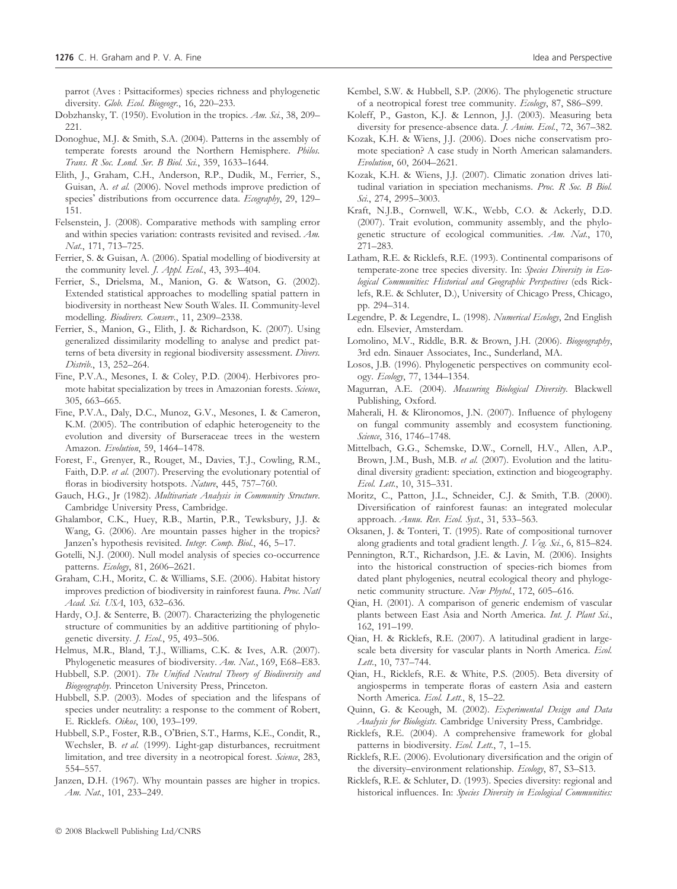parrot (Aves : Psittaciformes) species richness and phylogenetic diversity. *Glob. Ecol. Biogeogr.*, 16, 220–233.

Dobzhansky, T. (1950). Evolution in the tropics. *Am. Sci.*, 38, 209–221.

Donoghue, M.J. & Smith, S.A. (2004). Patterns in the assembly of temperate forests around the Northern Hemisphere. *Philos. Trans. R Soc. Lond. Ser. B Biol. Sci.*, 359, 1633–1644.

Elith, J., Graham, C.H., Anderson, R.P., Dudik, M., Ferrier, S., Guisan, A. *et al.* (2006). Novel methods improve prediction of species' distributions from occurrence data. *Ecography*, 29, 129–151.

Felsenstein, J. (2008). Comparative methods with sampling error and within species variation: contrasts revisited and revised. *Am. Nat.*, 171, 713–725.

Ferrier, S. & Guisan, A. (2006). Spatial modelling of biodiversity at the community level. *J. Appl. Ecol.*, 43, 393–404.

Ferrier, S., Drielsma, M., Manion, G. & Watson, G. (2002). Extended statistical approaches to modelling spatial pattern in biodiversity in northeast New South Wales. II. Community-level modelling. *Biodivers. Conserv.*, 11, 2309–2338.

Ferrier, S., Manion, G., Elith, J. & Richardson, K. (2007). Using generalized dissimilarity modelling to analyse and predict patterns of beta diversity in regional biodiversity assessment. *Divers. Distrib.*, 13, 252–264.

Fine, P.V.A., Mesones, I. & Coley, P.D. (2004). Herbivores promote habitat specialization by trees in Amazonian forests. *Science*, 305, 663–665.

Fine, P.V.A., Daly, D.C., Munoz, G.V., Mesones, I. & Cameron, K.M. (2005). The contribution of edaphic heterogeneity to the evolution and diversity of Burseraceae trees in the western Amazon. *Evolution*, 59, 1464–1478.

Forest, F., Grenyer, R., Rouget, M., Davies, T.J., Cowling, R.M., Faith, D.P. *et al.* (2007). Preserving the evolutionary potential of floras in biodiversity hotspots. *Nature*, 445, 757–760.

Gauch, H.G., Jr (1982). *Multivariate Analysis in Community Structure*. Cambridge University Press, Cambridge.

Ghalambor, C.K., Huey, R.B., Martin, P.R., Tewksbury, J.J. & Wang, G. (2006). Are mountain passes higher in the tropics? Janzen's hypothesis revisited. *Integr. Comp. Biol.*, 46, 5–17.

Gotelli, N.J. (2000). Null model analysis of species co-occurrence patterns. *Ecology*, 81, 2606–2621.

Graham, C.H., Moritz, C. & Williams, S.E. (2006). Habitat history improves prediction of biodiversity in rainforest fauna. *Proc. Natl Acad. Sci. USA*, 103, 632–636.

Hardy, O.J. & Senterre, B. (2007). Characterizing the phylogenetic structure of communities by an additive partitioning of phylogenetic diversity. *J. Ecol.*, 95, 493–506.

Helmus, M.R., Bland, T.J., Williams, C.K. & Ives, A.R. (2007). Phylogenetic measures of biodiversity. *Am. Nat.*, 169, E68–E83.

Hubbell, S.P. (2001). *The Unified Neutral Theory of Biodiversity and Biogeography*. Princeton University Press, Princeton.

Hubbell, S.P. (2003). Modes of speciation and the lifespans of species under neutrality: a response to the comment of Robert, E. Ricklefs. *Oikos*, 100, 193–199.

Hubbell, S.P., Foster, R.B., O'Brien, S.T., Harms, K.E., Condit, R., Wechsler, B. *et al.* (1999). Light-gap disturbances, recruitment limitation, and tree diversity in a neotropical forest. *Science*, 283, 554–557.

Janzen, D.H. (1967). Why mountain passes are higher in tropics. *Am. Nat.*, 101, 233–249.

Kembel, S.W. & Hubbell, S.P. (2006). The phylogenetic structure of a neotropical forest tree community. *Ecology*, 87, S86–S99.

Koleff, P., Gaston, K.J. & Lennon, J.J. (2003). Measuring beta diversity for presence-absence data. *J. Anim. Ecol.*, 72, 367–382.

Kozak, K.H. & Wiens, J.J. (2006). Does niche conservatism promote speciation? A case study in North American salamanders. *Evolution*, 60, 2604–2621.

Kozak, K.H. & Wiens, J.J. (2007). Climatic zonation drives latitudinal variation in speciation mechanisms. *Proc. R Soc. B Biol. Sci.*, 274, 2995–3003.

Kraft, N.J.B., Cornwell, W.K., Webb, C.O. & Ackerly, D.D. (2007). Trait evolution, community assembly, and the phylogenetic structure of ecological communities. *Am. Nat.*, 170, 271–283.

Latham, R.E. & Ricklefs, R.E. (1993). Continental comparisons of temperate-zone tree species diversity. In: *Species Diversity in Ecological Communities: Historical and Geographic Perspectives* (eds Ricklefs, R.E. & Schluter, D.), University of Chicago Press, Chicago, pp. 294–314.

Legendre, P. & Legendre, L. (1998). *Numerical Ecology*, 2nd English edn. Elsevier, Amsterdam.

Lomolino, M.V., Riddle, B.R. & Brown, J.H. (2006). *Biogeography*, 3rd edn. Sinauer Associates, Inc., Sunderland, MA.

Losos, J.B. (1996). Phylogenetic perspectives on community ecology. *Ecology*, 77, 1344–1354.

Magurran, A.E. (2004). *Measuring Biological Diversity*. Blackwell Publishing, Oxford.

Maherali, H. & Klironomos, J.N. (2007). Influence of phylogeny on fungal community assembly and ecosystem functioning. *Science*, 316, 1746–1748.

Mittelbach, G.G., Schemske, D.W., Cornell, H.V., Allen, A.P., Brown, J.M., Bush, M.B. *et al.* (2007). Evolution and the latitudinal diversity gradient: speciation, extinction and biogeography. *Ecol. Lett.*, 10, 315–331.

Moritz, C., Patton, J.L., Schneider, C.J. & Smith, T.B. (2000). Diversification of rainforest faunas: an integrated molecular approach. *Annu. Rev. Ecol. Syst.*, 31, 533–563.

Oksanen, J. & Tonteri, T. (1995). Rate of compositional turnover along gradients and total gradient length. *J. Veg. Sci.*, 6, 815–824.

Pennington, R.T., Richardson, J.E. & Lavin, M. (2006). Insights into the historical construction of species-rich biomes from dated plant phylogenies, neutral ecological theory and phylogenetic community structure. *New Phytol.*, 172, 605–616.

Qian, H. (2001). A comparison of generic endemism of vascular plants between East Asia and North America. *Int. J. Plant Sci.*, 162, 191–199.

Qian, H. & Ricklefs, R.E. (2007). A latitudinal gradient in large-scale beta diversity for vascular plants in North America. *Ecol. Lett.*, 10, 737–744.

Qian, H., Ricklefs, R.E. & White, P.S. (2005). Beta diversity of angiosperms in temperate floras of eastern Asia and eastern North America. *Ecol. Lett.*, 8, 15–22.

Quinn, G. & Keough, M. (2002). *Experimental Design and Data Analysis for Biologists*. Cambridge University Press, Cambridge.

Ricklefs, R.E. (2004). A comprehensive framework for global patterns in biodiversity. *Ecol. Lett.*, 7, 1–15.

Ricklefs, R.E. (2006). Evolutionary diversification and the origin of the diversity–environment relationship. *Ecology*, 87, S3–S13.

Ricklefs, R.E. & Schluter, D. (1993). Species diversity: regional and historical influences. In: *Species Diversity in Ecological Communities:*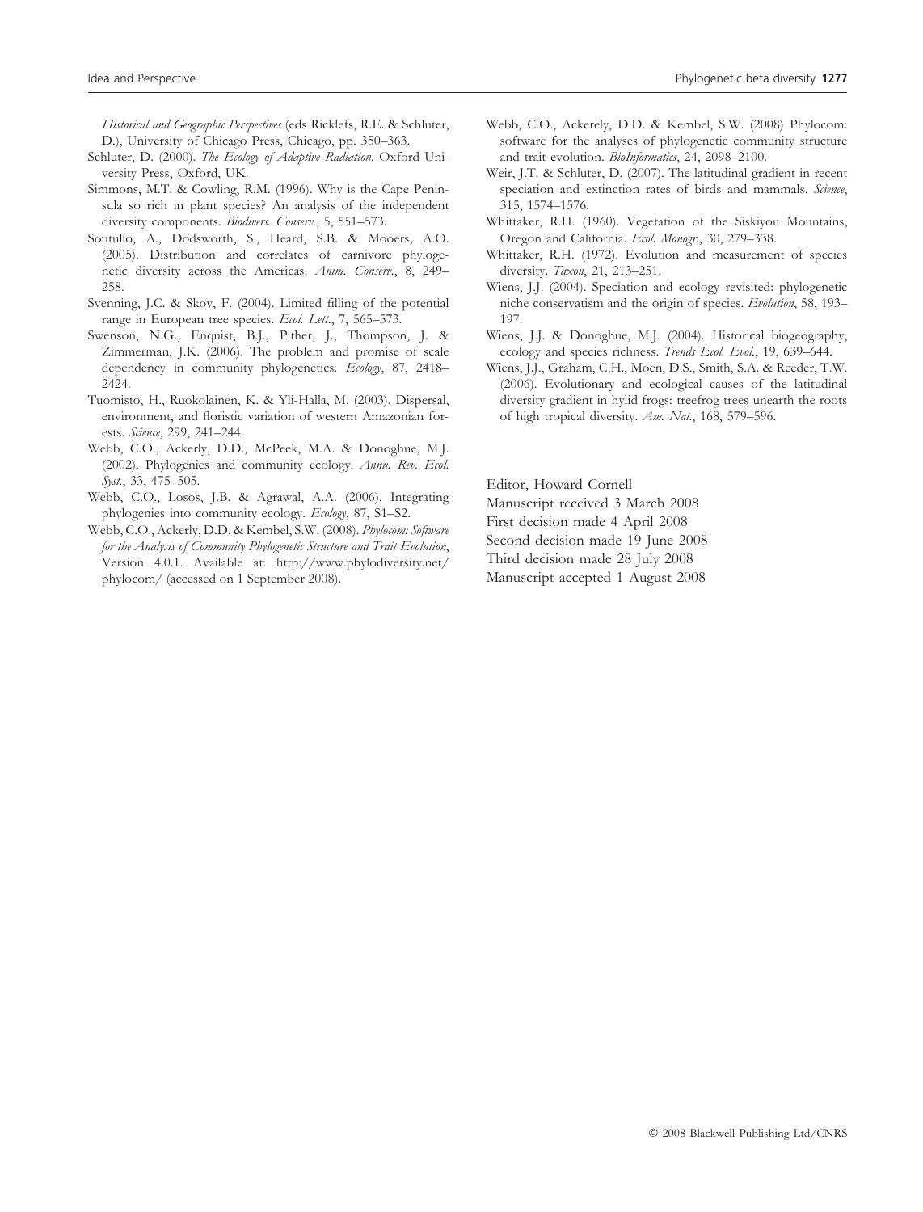*Historical and Geographic Perspectives* (eds Ricklefs, R.E. & Schluter, D.), University of Chicago Press, Chicago, pp. 350–363.

Schluter, D. (2000). *The Ecology of Adaptive Radiation*. Oxford University Press, Oxford, UK.

Simmons, M.T. & Cowling, R.M. (1996). Why is the Cape Peninsula so rich in plant species? An analysis of the independent diversity components. *Biodivers. Conserv.*, 5, 551–573.

Soutullo, A., Dodsworth, S., Heard, S.B. & Mooers, A.O. (2005). Distribution and correlates of carnivore phylogenetic diversity across the Americas. *Anim. Conserv.*, 8, 249–258.

Svenning, J.C. & Skov, F. (2004). Limited filling of the potential range in European tree species. *Ecol. Lett.*, 7, 565–573.

Swenson, N.G., Enquist, B.J., Pither, J., Thompson, J. & Zimmerman, J.K. (2006). The problem and promise of scale dependency in community phylogenetics. *Ecology*, 87, 2418–2424.

Tuomisto, H., Ruokolainen, K. & Yli-Halla, M. (2003). Dispersal, environment, and floristic variation of western Amazonian forests. *Science*, 299, 241–244.

Webb, C.O., Ackerly, D.D., McPeek, M.A. & Donoghue, M.J. (2002). Phylogenies and community ecology. *Annu. Rev. Ecol. Syst.*, 33, 475–505.

Webb, C.O., Losos, J.B. & Agrawal, A.A. (2006). Integrating phylogenies into community ecology. *Ecology*, 87, S1–S2.

Webb, C.O., Ackerly, D.D. & Kembel, S.W. (2008). *Phylocom: Software for the Analysis of Community Phylogenetic Structure and Trait Evolution*, Version 4.0.1. Available at: http://www.phylodiversity.net/phylocom/ (accessed on 1 September 2008).

Webb, C.O., Ackerely, D.D. & Kembel, S.W. (2008) Phylocom: software for the analyses of phylogenetic community structure and trait evolution. *BioInformatics*, 24, 2098–2100.

Weir, J.T. & Schluter, D. (2007). The latitudinal gradient in recent speciation and extinction rates of birds and mammals. *Science*, 315, 1574–1576.

Whittaker, R.H. (1960). Vegetation of the Siskiyou Mountains, Oregon and California. *Ecol. Monogr.*, 30, 279–338.

Whittaker, R.H. (1972). Evolution and measurement of species diversity. *Taxon*, 21, 213–251.

Wiens, J.J. (2004). Speciation and ecology revisited: phylogenetic niche conservatism and the origin of species. *Evolution*, 58, 193–197.

Wiens, J.J. & Donoghue, M.J. (2004). Historical biogeography, ecology and species richness. *Trends Ecol. Evol.*, 19, 639–644.

Wiens, J.J., Graham, C.H., Moen, D.S., Smith, S.A. & Reeder, T.W. (2006). Evolutionary and ecological causes of the latitudinal diversity gradient in hylid frogs: treefrog trees unearth the roots of high tropical diversity. *Am. Nat.*, 168, 579–596.

Editor, Howard Cornell
Manuscript received 3 March 2008
First decision made 4 April 2008
Second decision made 19 June 2008
Third decision made 28 July 2008
Manuscript accepted 1 August 2008